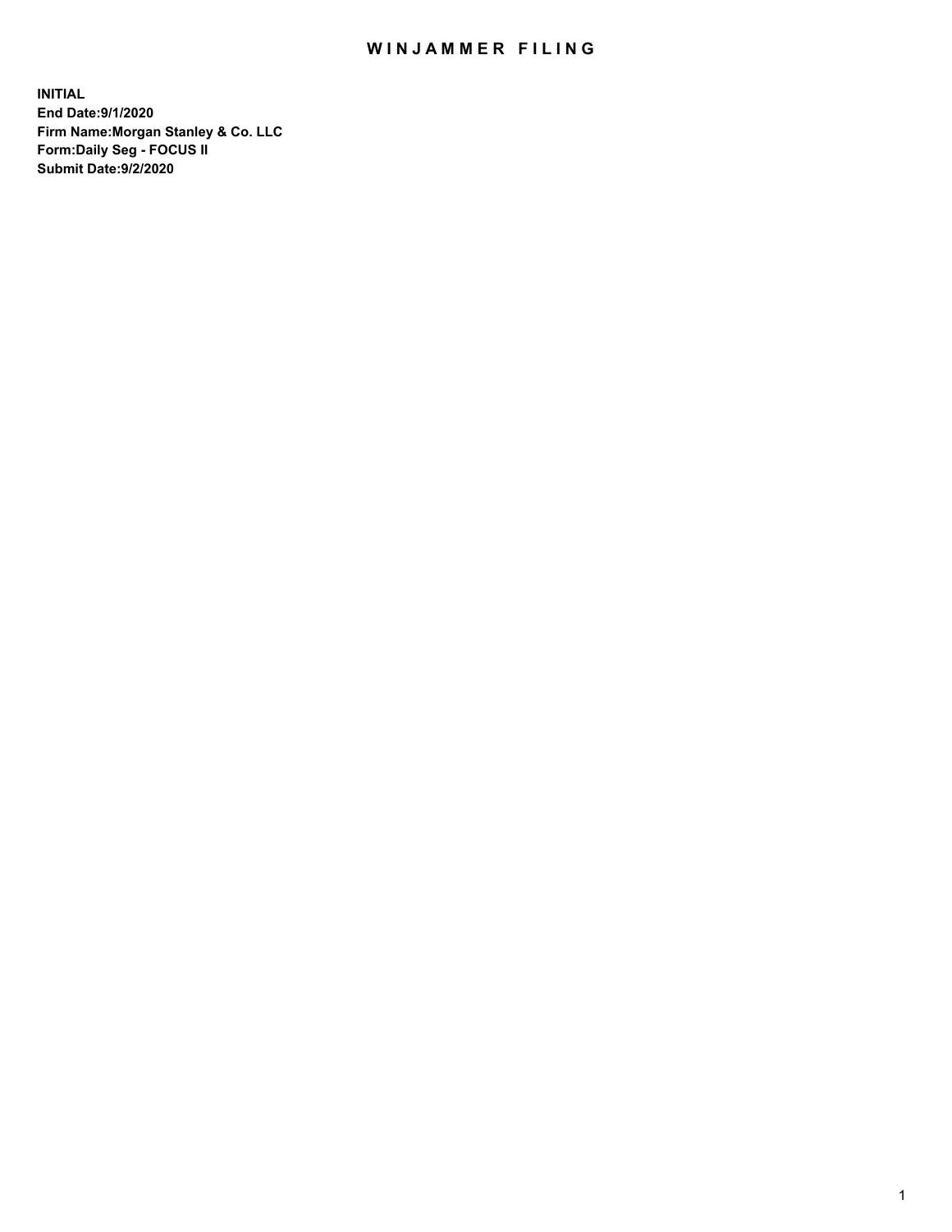# WINJAMMER FILING

**INITIAL**
**End Date:9/1/2020**
**Firm Name:Morgan Stanley & Co. LLC**
**Form:Daily Seg - FOCUS II**
**Submit Date:9/2/2020**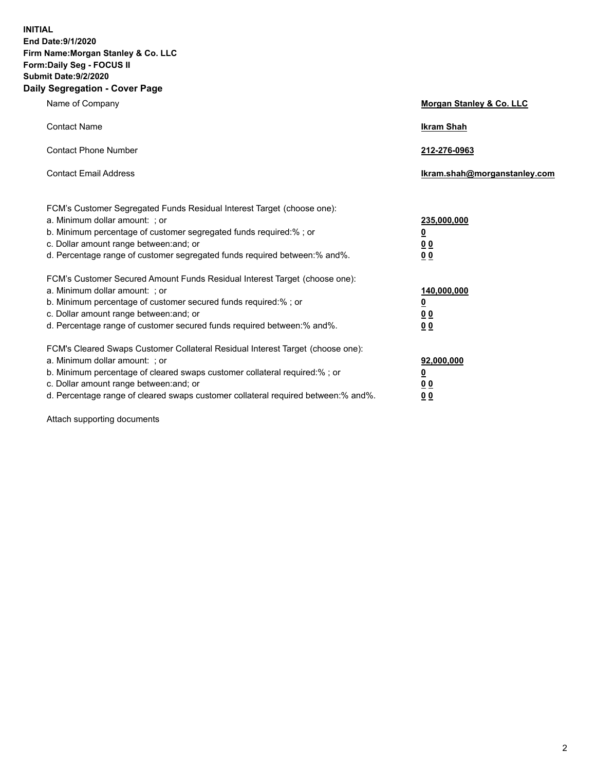**INITIAL**
**End Date:9/1/2020**
**Firm Name:Morgan Stanley & Co. LLC**
**Form:Daily Seg - FOCUS II**
**Submit Date:9/2/2020**

## Daily Segregation - Cover Page

| | |
|---|---|
| Name of Company | **Morgan Stanley & Co. LLC** |
| Contact Name | **Ikram Shah** |
| Contact Phone Number | **212-276-0963** |
| Contact Email Address | **Ikram.shah@morganstanley.com** |

| | |
|---|---|
| FCM's Customer Segregated Funds Residual Interest Target (choose one): | |
| a. Minimum dollar amount: ; or | **235,000,000** |
| b. Minimum percentage of customer segregated funds required:% ; or | **0** |
| c. Dollar amount range between:and; or | **0 0** |
| d. Percentage range of customer segregated funds required between:% and%. | **0 0** |
| FCM's Customer Secured Amount Funds Residual Interest Target (choose one): | |
| a. Minimum dollar amount: ; or | **140,000,000** |
| b. Minimum percentage of customer secured funds required:% ; or | **0** |
| c. Dollar amount range between:and; or | **0 0** |
| d. Percentage range of customer secured funds required between:% and%. | **0 0** |
| FCM's Cleared Swaps Customer Collateral Residual Interest Target (choose one): | |
| a. Minimum dollar amount: ; or | **92,000,000** |
| b. Minimum percentage of cleared swaps customer collateral required:% ; or | **0** |
| c. Dollar amount range between:and; or | **0 0** |
| d. Percentage range of cleared swaps customer collateral required between:% and%. | **0 0** |

Attach supporting documents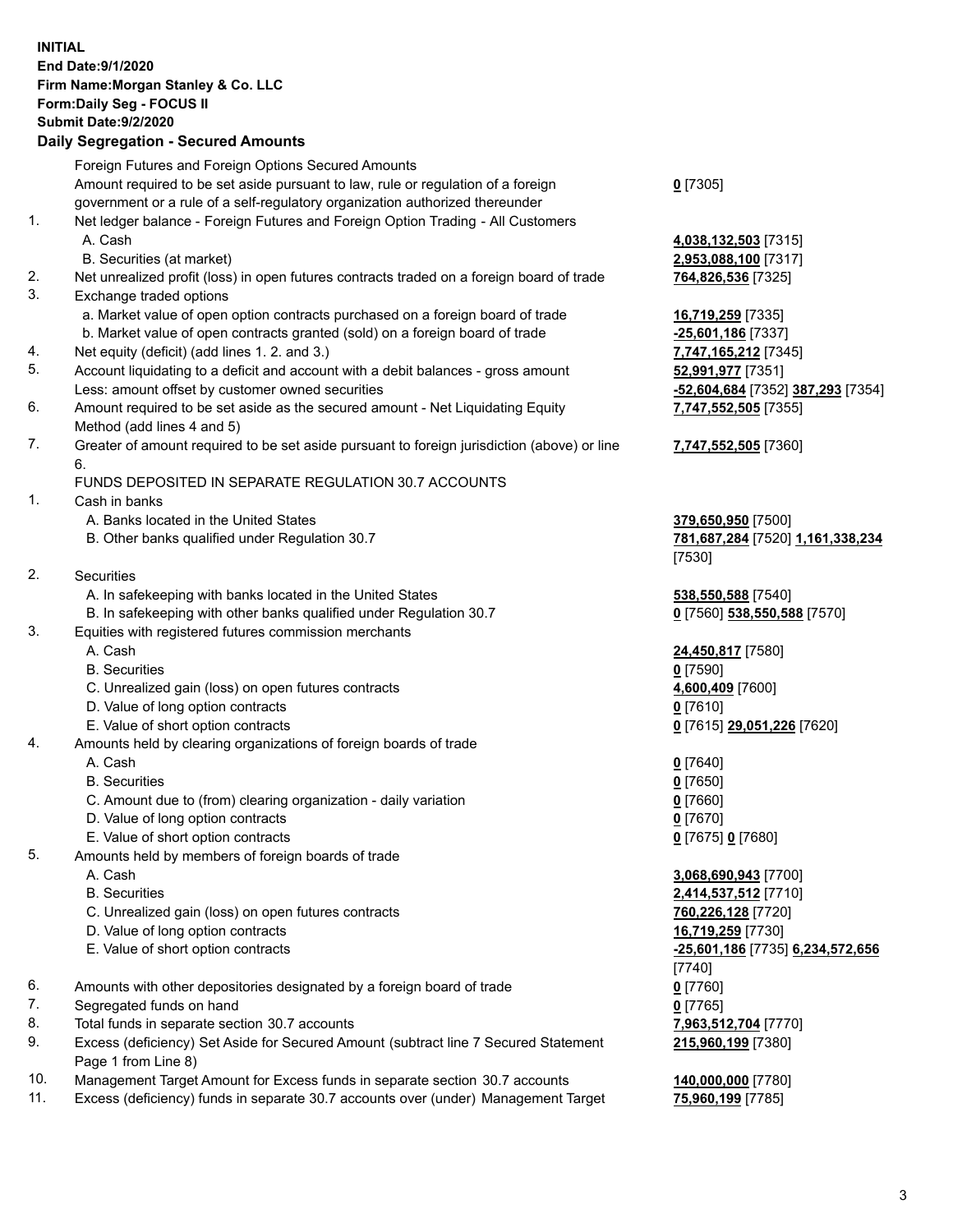**INITIAL**
**End Date:9/1/2020**
**Firm Name:Morgan Stanley & Co. LLC**
**Form:Daily Seg - FOCUS II**
**Submit Date:9/2/2020**

**Daily Segregation - Secured Amounts**

| | | |
|---|---|---|
| | Foreign Futures and Foreign Options Secured Amounts | |
| | Amount required to be set aside pursuant to law, rule or regulation of a foreign government or a rule of a self-regulatory organization authorized thereunder | **0** [7305] |
| 1. | Net ledger balance - Foreign Futures and Foreign Option Trading - All Customers | |
| | A. Cash | **4,038,132,503** [7315] |
| | B. Securities (at market) | **2,953,088,100** [7317] |
| 2. | Net unrealized profit (loss) in open futures contracts traded on a foreign board of trade | **764,826,536** [7325] |
| 3. | Exchange traded options | |
| | a. Market value of open option contracts purchased on a foreign board of trade | **16,719,259** [7335] |
| | b. Market value of open contracts granted (sold) on a foreign board of trade | **-25,601,186** [7337] |
| 4. | Net equity (deficit) (add lines 1. 2. and 3.) | **7,747,165,212** [7345] |
| 5. | Account liquidating to a deficit and account with a debit balances - gross amount | **52,991,977** [7351] |
| | Less: amount offset by customer owned securities | **-52,604,684** [7352] **387,293** [7354] |
| 6. | Amount required to be set aside as the secured amount - Net Liquidating Equity Method (add lines 4 and 5) | **7,747,552,505** [7355] |
| 7. | Greater of amount required to be set aside pursuant to foreign jurisdiction (above) or line 6. | **7,747,552,505** [7360] |
| | FUNDS DEPOSITED IN SEPARATE REGULATION 30.7 ACCOUNTS | |
| 1. | Cash in banks | |
| | A. Banks located in the United States | **379,650,950** [7500] |
| | B. Other banks qualified under Regulation 30.7 | **781,687,284** [7520] **1,161,338,234** [7530] |
| 2. | Securities | |
| | A. In safekeeping with banks located in the United States | **538,550,588** [7540] |
| | B. In safekeeping with other banks qualified under Regulation 30.7 | **0** [7560] **538,550,588** [7570] |
| 3. | Equities with registered futures commission merchants | |
| | A. Cash | **24,450,817** [7580] |
| | B. Securities | **0** [7590] |
| | C. Unrealized gain (loss) on open futures contracts | **4,600,409** [7600] |
| | D. Value of long option contracts | **0** [7610] |
| | E. Value of short option contracts | **0** [7615] **29,051,226** [7620] |
| 4. | Amounts held by clearing organizations of foreign boards of trade | |
| | A. Cash | **0** [7640] |
| | B. Securities | **0** [7650] |
| | C. Amount due to (from) clearing organization - daily variation | **0** [7660] |
| | D. Value of long option contracts | **0** [7670] |
| | E. Value of short option contracts | **0** [7675] **0** [7680] |
| 5. | Amounts held by members of foreign boards of trade | |
| | A. Cash | **3,068,690,943** [7700] |
| | B. Securities | **2,414,537,512** [7710] |
| | C. Unrealized gain (loss) on open futures contracts | **760,226,128** [7720] |
| | D. Value of long option contracts | **16,719,259** [7730] |
| | E. Value of short option contracts | **-25,601,186** [7735] **6,234,572,656** [7740] |
| 6. | Amounts with other depositories designated by a foreign board of trade | **0** [7760] |
| 7. | Segregated funds on hand | **0** [7765] |
| 8. | Total funds in separate section 30.7 accounts | **7,963,512,704** [7770] |
| 9. | Excess (deficiency) Set Aside for Secured Amount (subtract line 7 Secured Statement Page 1 from Line 8) | **215,960,199** [7380] |
| 10. | Management Target Amount for Excess funds in separate section 30.7 accounts | **140,000,000** [7780] |
| 11. | Excess (deficiency) funds in separate 30.7 accounts over (under) Management Target | **75,960,199** [7785] |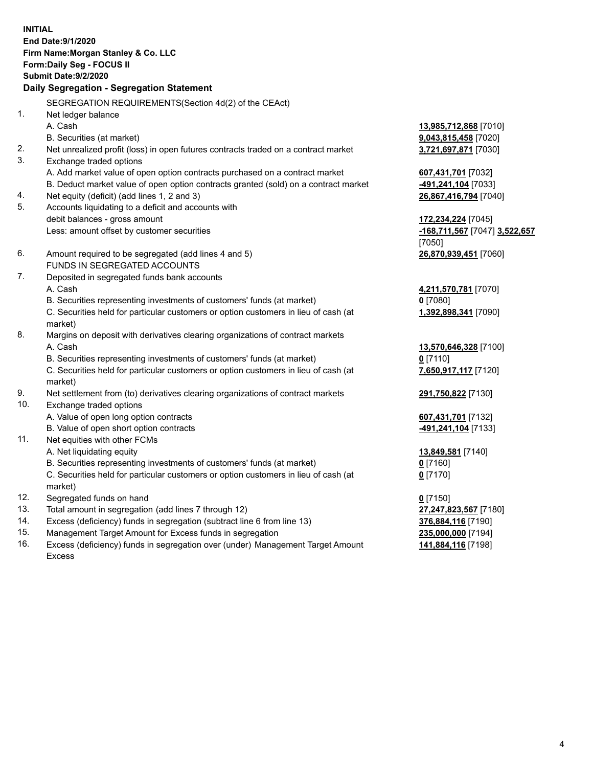**INITIAL**
**End Date:9/1/2020**
**Firm Name:Morgan Stanley & Co. LLC**
**Form:Daily Seg - FOCUS II**
**Submit Date:9/2/2020**

## Daily Segregation - Segregation Statement

SEGREGATION REQUIREMENTS(Section 4d(2) of the CEAct)

| | | |
|---|---|---|
| 1. | Net ledger balance | |
| | A. Cash | **13,985,712,868** [7010] |
| | B. Securities (at market) | **9,043,815,458** [7020] |
| 2. | Net unrealized profit (loss) in open futures contracts traded on a contract market | **3,721,697,871** [7030] |
| 3. | Exchange traded options | |
| | A. Add market value of open option contracts purchased on a contract market | **607,431,701** [7032] |
| | B. Deduct market value of open option contracts granted (sold) on a contract market | **-491,241,104** [7033] |
| 4. | Net equity (deficit) (add lines 1, 2 and 3) | **26,867,416,794** [7040] |
| 5. | Accounts liquidating to a deficit and accounts with debit balances - gross amount | **172,234,224** [7045] |
| | Less: amount offset by customer securities | **-168,711,567** [7047] **3,522,657** [7050] |
| 6. | Amount required to be segregated (add lines 4 and 5) | **26,870,939,451** [7060] |
| | FUNDS IN SEGREGATED ACCOUNTS | |
| 7. | Deposited in segregated funds bank accounts | |
| | A. Cash | **4,211,570,781** [7070] |
| | B. Securities representing investments of customers' funds (at market) | **0** [7080] |
| | C. Securities held for particular customers or option customers in lieu of cash (at market) | **1,392,898,341** [7090] |
| 8. | Margins on deposit with derivatives clearing organizations of contract markets | |
| | A. Cash | **13,570,646,328** [7100] |
| | B. Securities representing investments of customers' funds (at market) | **0** [7110] |
| | C. Securities held for particular customers or option customers in lieu of cash (at market) | **7,650,917,117** [7120] |
| 9. | Net settlement from (to) derivatives clearing organizations of contract markets | **291,750,822** [7130] |
| 10. | Exchange traded options | |
| | A. Value of open long option contracts | **607,431,701** [7132] |
| | B. Value of open short option contracts | **-491,241,104** [7133] |
| 11. | Net equities with other FCMs | |
| | A. Net liquidating equity | **13,849,581** [7140] |
| | B. Securities representing investments of customers' funds (at market) | **0** [7160] |
| | C. Securities held for particular customers or option customers in lieu of cash (at market) | **0** [7170] |
| 12. | Segregated funds on hand | **0** [7150] |
| 13. | Total amount in segregation (add lines 7 through 12) | **27,247,823,567** [7180] |
| 14. | Excess (deficiency) funds in segregation (subtract line 6 from line 13) | **376,884,116** [7190] |
| 15. | Management Target Amount for Excess funds in segregation | **235,000,000** [7194] |
| 16. | Excess (deficiency) funds in segregation over (under) Management Target Amount Excess | **141,884,116** [7198] |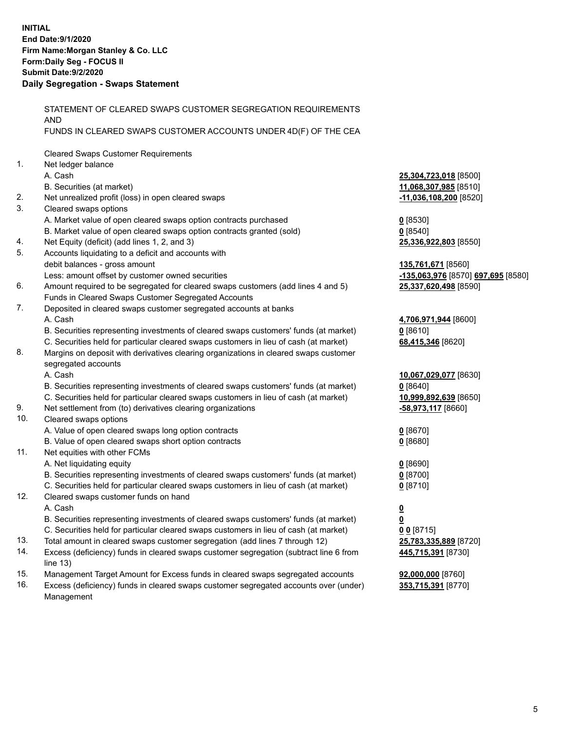**INITIAL**
**End Date:9/1/2020**
**Firm Name:Morgan Stanley & Co. LLC**
**Form:Daily Seg - FOCUS II**
**Submit Date:9/2/2020**
**Daily Segregation - Swaps Statement**

STATEMENT OF CLEARED SWAPS CUSTOMER SEGREGATION REQUIREMENTS AND FUNDS IN CLEARED SWAPS CUSTOMER ACCOUNTS UNDER 4D(F) OF THE CEA

| | | |
|---|---|---|
| | Cleared Swaps Customer Requirements | |
| 1. | Net ledger balance | |
| | A. Cash | **25,304,723,018** [8500] |
| | B. Securities (at market) | **11,068,307,985** [8510] |
| 2. | Net unrealized profit (loss) in open cleared swaps | **-11,036,108,200** [8520] |
| 3. | Cleared swaps options | |
| | A. Market value of open cleared swaps option contracts purchased | **0** [8530] |
| | B. Market value of open cleared swaps option contracts granted (sold) | **0** [8540] |
| 4. | Net Equity (deficit) (add lines 1, 2, and 3) | **25,336,922,803** [8550] |
| 5. | Accounts liquidating to a deficit and accounts with debit balances - gross amount | **135,761,671** [8560] |
| | Less: amount offset by customer owned securities | **-135,063,976** [8570] **697,695** [8580] |
| 6. | Amount required to be segregated for cleared swaps customers (add lines 4 and 5) | **25,337,620,498** [8590] |
| | Funds in Cleared Swaps Customer Segregated Accounts | |
| 7. | Deposited in cleared swaps customer segregated accounts at banks | |
| | A. Cash | **4,706,971,944** [8600] |
| | B. Securities representing investments of cleared swaps customers' funds (at market) | **0** [8610] |
| | C. Securities held for particular cleared swaps customers in lieu of cash (at market) | **68,415,346** [8620] |
| 8. | Margins on deposit with derivatives clearing organizations in cleared swaps customer segregated accounts | |
| | A. Cash | **10,067,029,077** [8630] |
| | B. Securities representing investments of cleared swaps customers' funds (at market) | **0** [8640] |
| | C. Securities held for particular cleared swaps customers in lieu of cash (at market) | **10,999,892,639** [8650] |
| 9. | Net settlement from (to) derivatives clearing organizations | **-58,973,117** [8660] |
| 10. | Cleared swaps options | |
| | A. Value of open cleared swaps long option contracts | **0** [8670] |
| | B. Value of open cleared swaps short option contracts | **0** [8680] |
| 11. | Net equities with other FCMs | |
| | A. Net liquidating equity | **0** [8690] |
| | B. Securities representing investments of cleared swaps customers' funds (at market) | **0** [8700] |
| | C. Securities held for particular cleared swaps customers in lieu of cash (at market) | **0** [8710] |
| 12. | Cleared swaps customer funds on hand | |
| | A. Cash | **0** |
| | B. Securities representing investments of cleared swaps customers' funds (at market) | **0** |
| | C. Securities held for particular cleared swaps customers in lieu of cash (at market) | **0** **0** [8715] |
| 13. | Total amount in cleared swaps customer segregation (add lines 7 through 12) | **25,783,335,889** [8720] |
| 14. | Excess (deficiency) funds in cleared swaps customer segregation (subtract line 6 from line 13) | **445,715,391** [8730] |
| 15. | Management Target Amount for Excess funds in cleared swaps segregated accounts | **92,000,000** [8760] |
| 16. | Excess (deficiency) funds in cleared swaps customer segregated accounts over (under) Management | **353,715,391** [8770] |